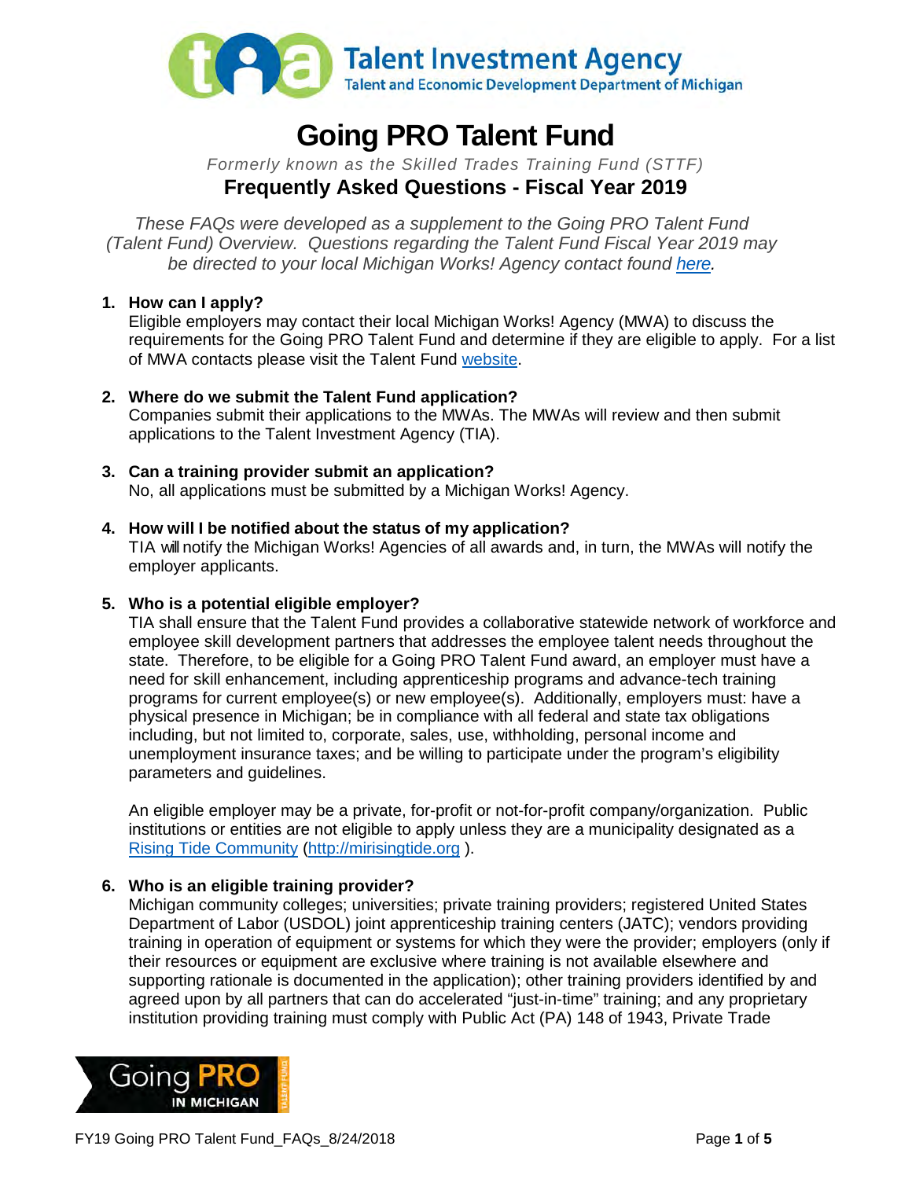# Going PRO Talent Fund

*Formerly known as the Skilled Trades Training Fund (STTF)*

## Frequently Asked Questions - Fiscal Year 2019

*These FAQs were developed as a supplement to the Going PRO Talent Fund (Talent Fund) Overview. Questions regarding the Talent Fund Fiscal Year 2019 may be directed to your local Michigan Works! Agency contact found here.*

1. **How can I apply?**
   Eligible employers may contact their local Michigan Works! Agency (MWA) to discuss the requirements for the Going PRO Talent Fund and determine if they are eligible to apply. For a list of MWA contacts please visit the Talent Fund website.

2. **Where do we submit the Talent Fund application?**
   Companies submit their applications to the MWAs. The MWAs will review and then submit applications to the Talent Investment Agency (TIA).

3. **Can a training provider submit an application?**
   No, all applications must be submitted by a Michigan Works! Agency.

4. **How will I be notified about the status of my application?**
   TIA will notify the Michigan Works! Agencies of all awards and, in turn, the MWAs will notify the employer applicants.

5. **Who is a potential eligible employer?**
   TIA shall ensure that the Talent Fund provides a collaborative statewide network of workforce and employee skill development partners that addresses the employee talent needs throughout the state. Therefore, to be eligible for a Going PRO Talent Fund award, an employer must have a need for skill enhancement, including apprenticeship programs and advance-tech training programs for current employee(s) or new employee(s). Additionally, employers must: have a physical presence in Michigan; be in compliance with all federal and state tax obligations including, but not limited to, corporate, sales, use, withholding, personal income and unemployment insurance taxes; and be willing to participate under the program's eligibility parameters and guidelines.

   An eligible employer may be a private, for-profit or not-for-profit company/organization. Public institutions or entities are not eligible to apply unless they are a municipality designated as a Rising Tide Community (http://mirisingtide.org ).

6. **Who is an eligible training provider?**
   Michigan community colleges; universities; private training providers; registered United States Department of Labor (USDOL) joint apprenticeship training centers (JATC); vendors providing training in operation of equipment or systems for which they were the provider; employers (only if their resources or equipment are exclusive where training is not available elsewhere and supporting rationale is documented in the application); other training providers identified by and agreed upon by all partners that can do accelerated "just-in-time" training; and any proprietary institution providing training must comply with Public Act (PA) 148 of 1943, Private Trade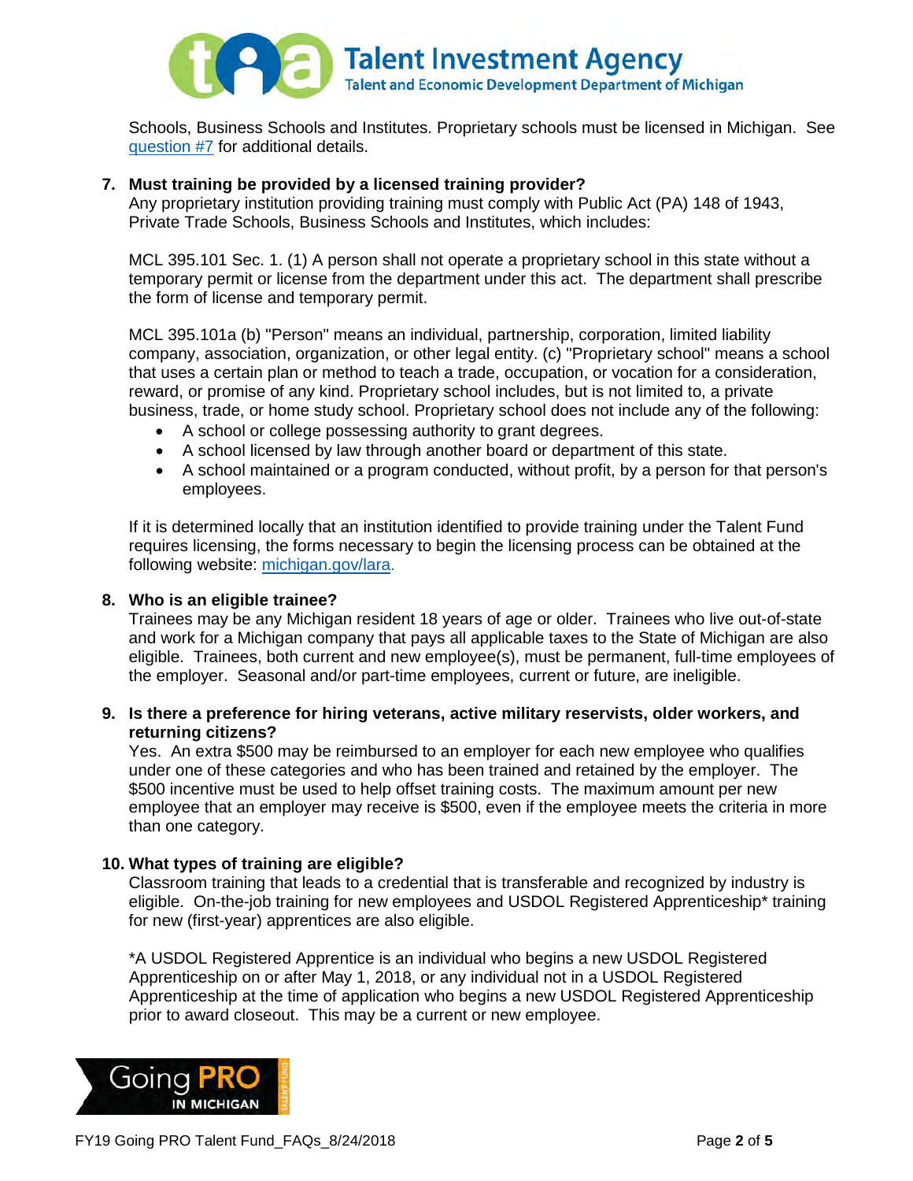Schools, Business Schools and Institutes. Proprietary schools must be licensed in Michigan. See question #7 for additional details.

**7. Must training be provided by a licensed training provider?**

Any proprietary institution providing training must comply with Public Act (PA) 148 of 1943, Private Trade Schools, Business Schools and Institutes, which includes:

MCL 395.101 Sec. 1. (1) A person shall not operate a proprietary school in this state without a temporary permit or license from the department under this act. The department shall prescribe the form of license and temporary permit.

MCL 395.101a (b) "Person" means an individual, partnership, corporation, limited liability company, association, organization, or other legal entity. (c) "Proprietary school" means a school that uses a certain plan or method to teach a trade, occupation, or vocation for a consideration, reward, or promise of any kind. Proprietary school includes, but is not limited to, a private business, trade, or home study school. Proprietary school does not include any of the following:

- A school or college possessing authority to grant degrees.
- A school licensed by law through another board or department of this state.
- A school maintained or a program conducted, without profit, by a person for that person's employees.

If it is determined locally that an institution identified to provide training under the Talent Fund requires licensing, the forms necessary to begin the licensing process can be obtained at the following website: michigan.gov/lara.

**8. Who is an eligible trainee?**

Trainees may be any Michigan resident 18 years of age or older. Trainees who live out-of-state and work for a Michigan company that pays all applicable taxes to the State of Michigan are also eligible. Trainees, both current and new employee(s), must be permanent, full-time employees of the employer. Seasonal and/or part-time employees, current or future, are ineligible.

**9. Is there a preference for hiring veterans, active military reservists, older workers, and returning citizens?**

Yes. An extra $500 may be reimbursed to an employer for each new employee who qualifies under one of these categories and who has been trained and retained by the employer. The $500 incentive must be used to help offset training costs. The maximum amount per new employee that an employer may receive is $500, even if the employee meets the criteria in more than one category.

**10. What types of training are eligible?**

Classroom training that leads to a credential that is transferable and recognized by industry is eligible. On-the-job training for new employees and USDOL Registered Apprenticeship* training for new (first-year) apprentices are also eligible.

*A USDOL Registered Apprentice is an individual who begins a new USDOL Registered Apprenticeship on or after May 1, 2018, or any individual not in a USDOL Registered Apprenticeship at the time of application who begins a new USDOL Registered Apprenticeship prior to award closeout. This may be a current or new employee.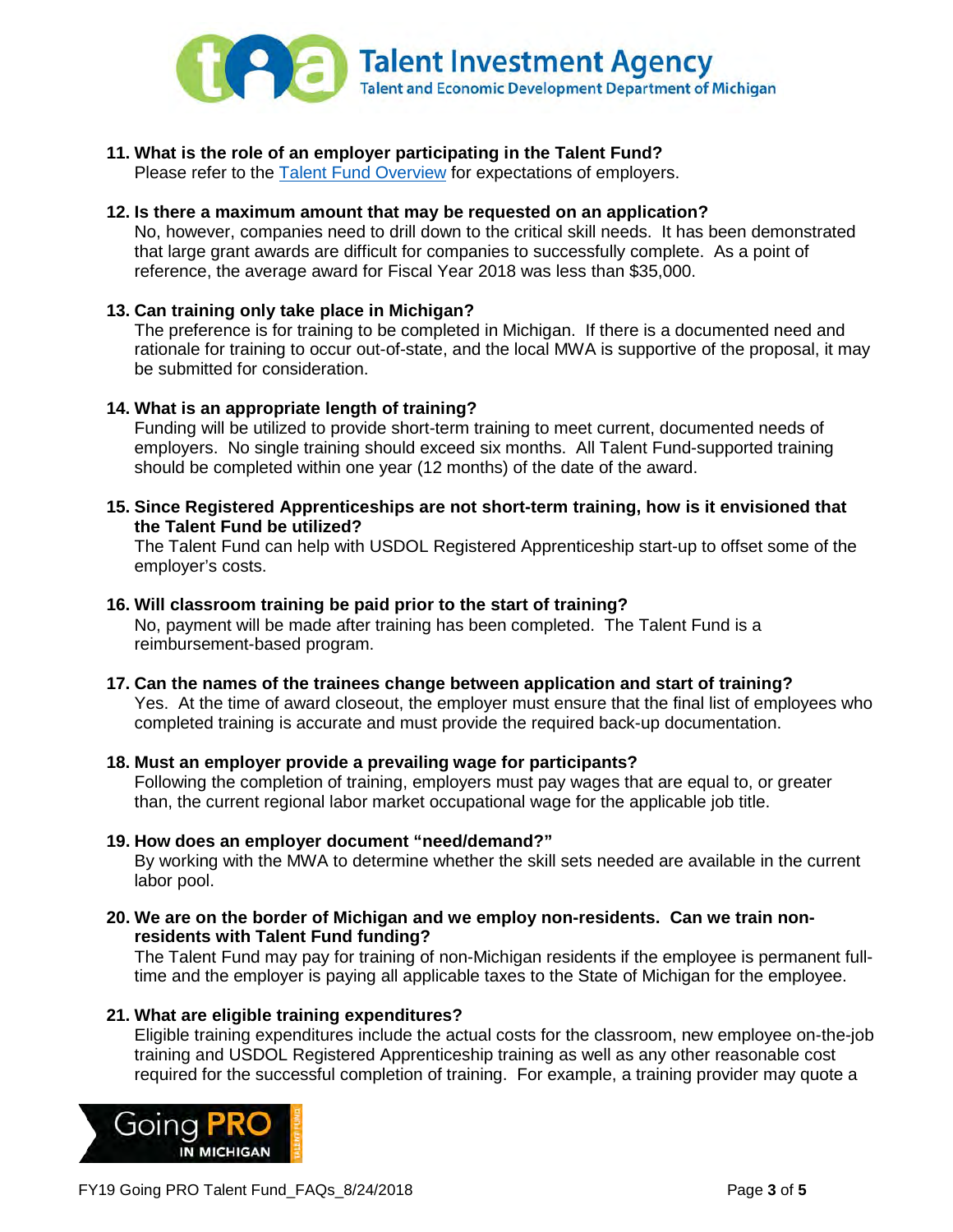**11. What is the role of an employer participating in the Talent Fund?**
Please refer to the Talent Fund Overview for expectations of employers.

**12. Is there a maximum amount that may be requested on an application?**
No, however, companies need to drill down to the critical skill needs. It has been demonstrated that large grant awards are difficult for companies to successfully complete. As a point of reference, the average award for Fiscal Year 2018 was less than $35,000.

**13. Can training only take place in Michigan?**
The preference is for training to be completed in Michigan. If there is a documented need and rationale for training to occur out-of-state, and the local MWA is supportive of the proposal, it may be submitted for consideration.

**14. What is an appropriate length of training?**
Funding will be utilized to provide short-term training to meet current, documented needs of employers. No single training should exceed six months. All Talent Fund-supported training should be completed within one year (12 months) of the date of the award.

**15. Since Registered Apprenticeships are not short-term training, how is it envisioned that the Talent Fund be utilized?**
The Talent Fund can help with USDOL Registered Apprenticeship start-up to offset some of the employer's costs.

**16. Will classroom training be paid prior to the start of training?**
No, payment will be made after training has been completed. The Talent Fund is a reimbursement-based program.

**17. Can the names of the trainees change between application and start of training?**
Yes. At the time of award closeout, the employer must ensure that the final list of employees who completed training is accurate and must provide the required back-up documentation.

**18. Must an employer provide a prevailing wage for participants?**
Following the completion of training, employers must pay wages that are equal to, or greater than, the current regional labor market occupational wage for the applicable job title.

**19. How does an employer document "need/demand?"**
By working with the MWA to determine whether the skill sets needed are available in the current labor pool.

**20. We are on the border of Michigan and we employ non-residents. Can we train non-residents with Talent Fund funding?**
The Talent Fund may pay for training of non-Michigan residents if the employee is permanent full-time and the employer is paying all applicable taxes to the State of Michigan for the employee.

**21. What are eligible training expenditures?**
Eligible training expenditures include the actual costs for the classroom, new employee on-the-job training and USDOL Registered Apprenticeship training as well as any other reasonable cost required for the successful completion of training. For example, a training provider may quote a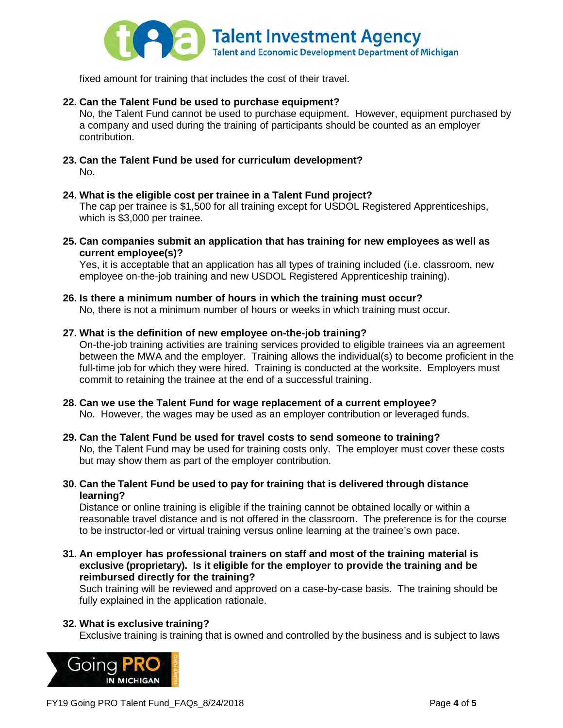fixed amount for training that includes the cost of their travel.

**22. Can the Talent Fund be used to purchase equipment?**
No, the Talent Fund cannot be used to purchase equipment. However, equipment purchased by a company and used during the training of participants should be counted as an employer contribution.

**23. Can the Talent Fund be used for curriculum development?**
No.

**24. What is the eligible cost per trainee in a Talent Fund project?**
The cap per trainee is $1,500 for all training except for USDOL Registered Apprenticeships, which is $3,000 per trainee.

**25. Can companies submit an application that has training for new employees as well as current employee(s)?**
Yes, it is acceptable that an application has all types of training included (i.e. classroom, new employee on-the-job training and new USDOL Registered Apprenticeship training).

**26. Is there a minimum number of hours in which the training must occur?**
No, there is not a minimum number of hours or weeks in which training must occur.

**27. What is the definition of new employee on-the-job training?**
On-the-job training activities are training services provided to eligible trainees via an agreement between the MWA and the employer. Training allows the individual(s) to become proficient in the full-time job for which they were hired. Training is conducted at the worksite. Employers must commit to retaining the trainee at the end of a successful training.

**28. Can we use the Talent Fund for wage replacement of a current employee?**
No. However, the wages may be used as an employer contribution or leveraged funds.

**29. Can the Talent Fund be used for travel costs to send someone to training?**
No, the Talent Fund may be used for training costs only. The employer must cover these costs but may show them as part of the employer contribution.

**30. Can the Talent Fund be used to pay for training that is delivered through distance learning?**
Distance or online training is eligible if the training cannot be obtained locally or within a reasonable travel distance and is not offered in the classroom. The preference is for the course to be instructor-led or virtual training versus online learning at the trainee's own pace.

**31. An employer has professional trainers on staff and most of the training material is exclusive (proprietary). Is it eligible for the employer to provide the training and be reimbursed directly for the training?**
Such training will be reviewed and approved on a case-by-case basis. The training should be fully explained in the application rationale.

**32. What is exclusive training?**
Exclusive training is training that is owned and controlled by the business and is subject to laws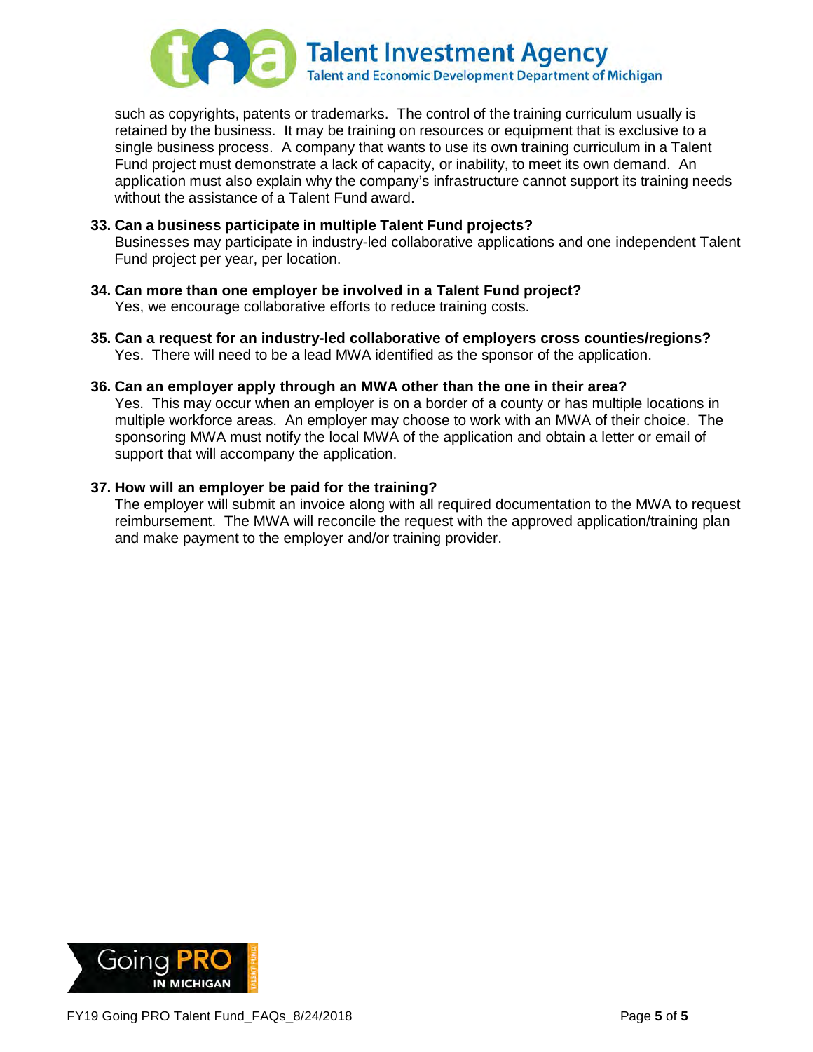such as copyrights, patents or trademarks. The control of the training curriculum usually is retained by the business. It may be training on resources or equipment that is exclusive to a single business process. A company that wants to use its own training curriculum in a Talent Fund project must demonstrate a lack of capacity, or inability, to meet its own demand. An application must also explain why the company's infrastructure cannot support its training needs without the assistance of a Talent Fund award.

**33. Can a business participate in multiple Talent Fund projects?**
Businesses may participate in industry-led collaborative applications and one independent Talent Fund project per year, per location.

**34. Can more than one employer be involved in a Talent Fund project?**
Yes, we encourage collaborative efforts to reduce training costs.

**35. Can a request for an industry-led collaborative of employers cross counties/regions?**
Yes. There will need to be a lead MWA identified as the sponsor of the application.

**36. Can an employer apply through an MWA other than the one in their area?**
Yes. This may occur when an employer is on a border of a county or has multiple locations in multiple workforce areas. An employer may choose to work with an MWA of their choice. The sponsoring MWA must notify the local MWA of the application and obtain a letter or email of support that will accompany the application.

**37. How will an employer be paid for the training?**
The employer will submit an invoice along with all required documentation to the MWA to request reimbursement. The MWA will reconcile the request with the approved application/training plan and make payment to the employer and/or training provider.